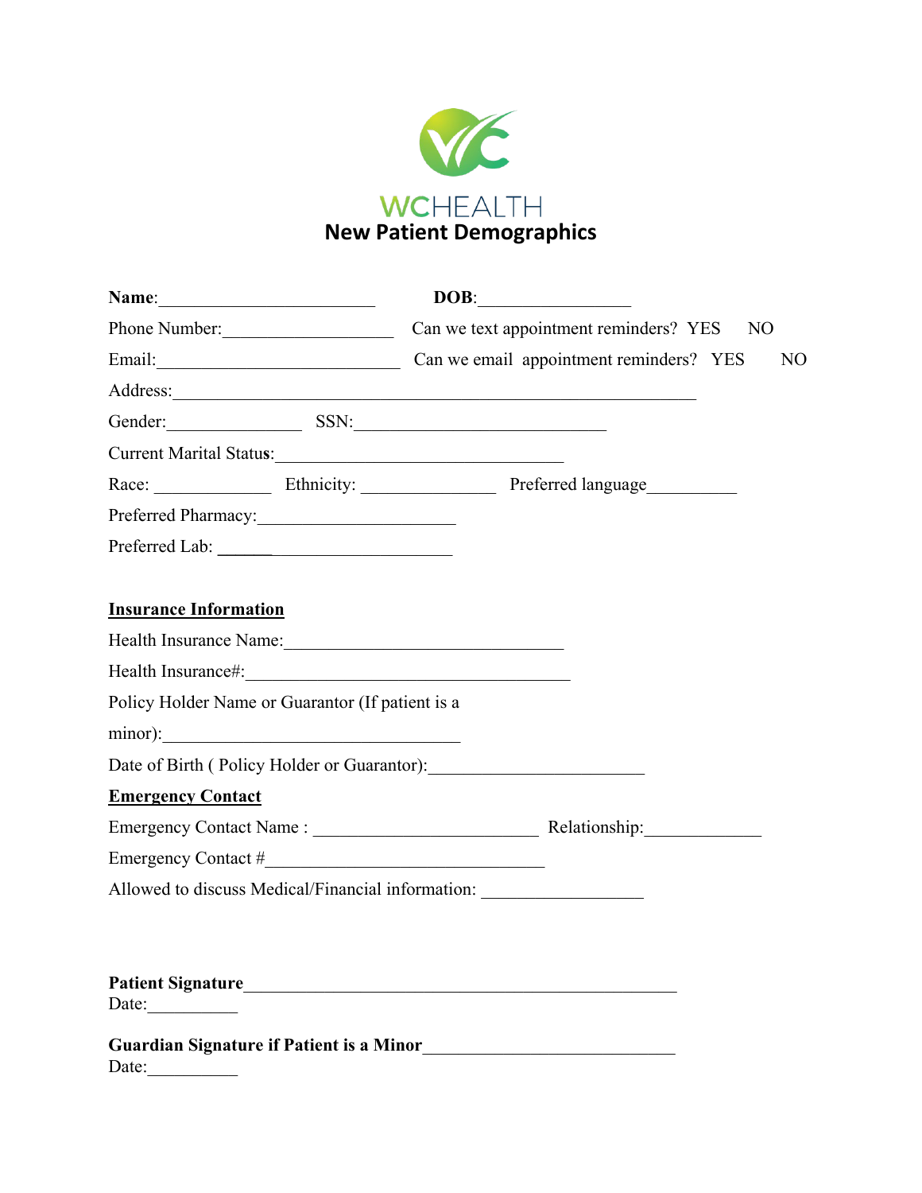WCHEALTH

# New Patient Demographics

**Name**:________________________ **DOB**:________________

Phone Number:___________________ Can we text appointment reminders? YES NO

Email:___________________________ Can we email appointment reminders? YES NO

Address:___________________________________________________________

Gender:______________ SSN:_____________________________

Current Marital Status:________________________________

Race: _____________ Ethnicity: _______________ Preferred language__________

Preferred Pharmacy:______________________

Preferred Lab: ___________________________

**Insurance Information**

Health Insurance Name:________________________________

Health Insurance#:_____________________________________

Policy Holder Name or Guarantor (If patient is a minor):__________________________________

Date of Birth ( Policy Holder or Guarantor):_______________________

**Emergency Contact**

Emergency Contact Name : __________________________ Relationship:_____________

Emergency Contact #________________________________

Allowed to discuss Medical/Financial information: __________________

**Patient Signature**_________________________________________________

Date:__________

**Guardian Signature if Patient is a Minor**_____________________________

Date:__________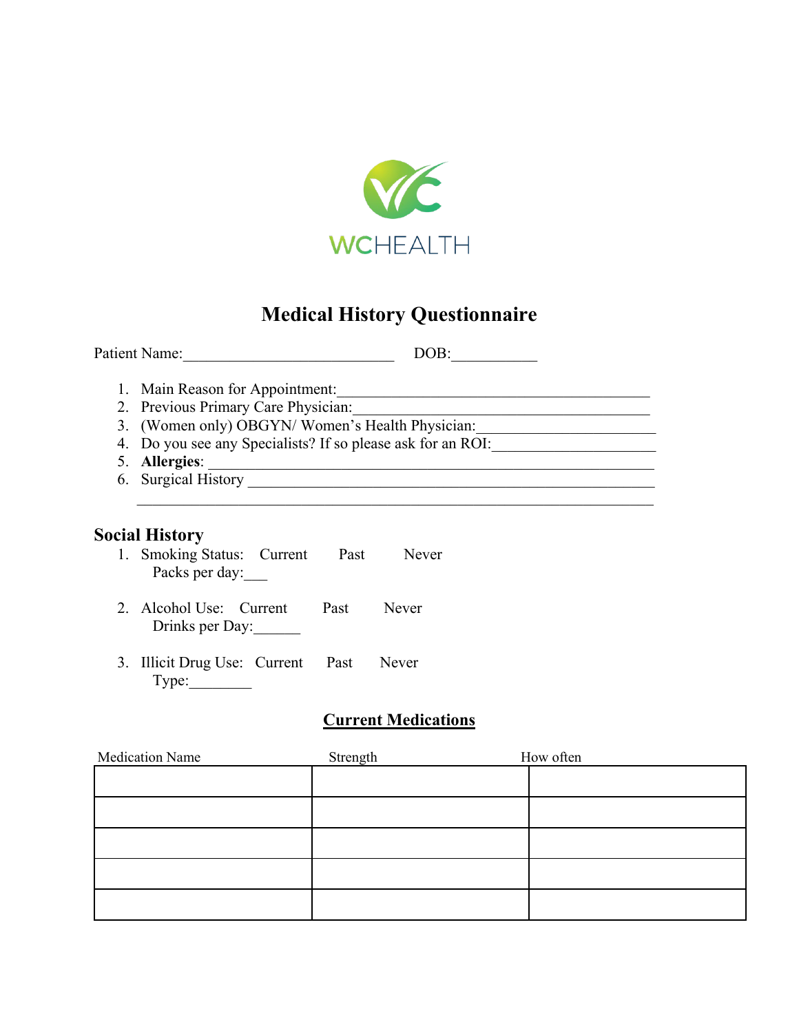WCHEALTH

# Medical History Questionnaire

Patient Name:___________________________ DOB:___________

1. Main Reason for Appointment:________________________________________
2. Previous Primary Care Physician:______________________________________
3. (Women only) OBGYN/ Women's Health Physician:_______________________
4. Do you see any Specialists? If so please ask for an ROI:_____________________
5. **Allergies**: __________________________________________________________
6. Surgical History ____________________________________________________
   ____________________________________________________________________

## Social History

1. Smoking Status: Current Past Never
   Packs per day:___
2. Alcohol Use: Current Past Never
   Drinks per Day:______
3. Illicit Drug Use: Current Past Never
   Type:________

## <u>Current Medications</u>

| Medication Name | Strength | How often |
|---|---|---|
| | | |
| | | |
| | | |
| | | |
| | | |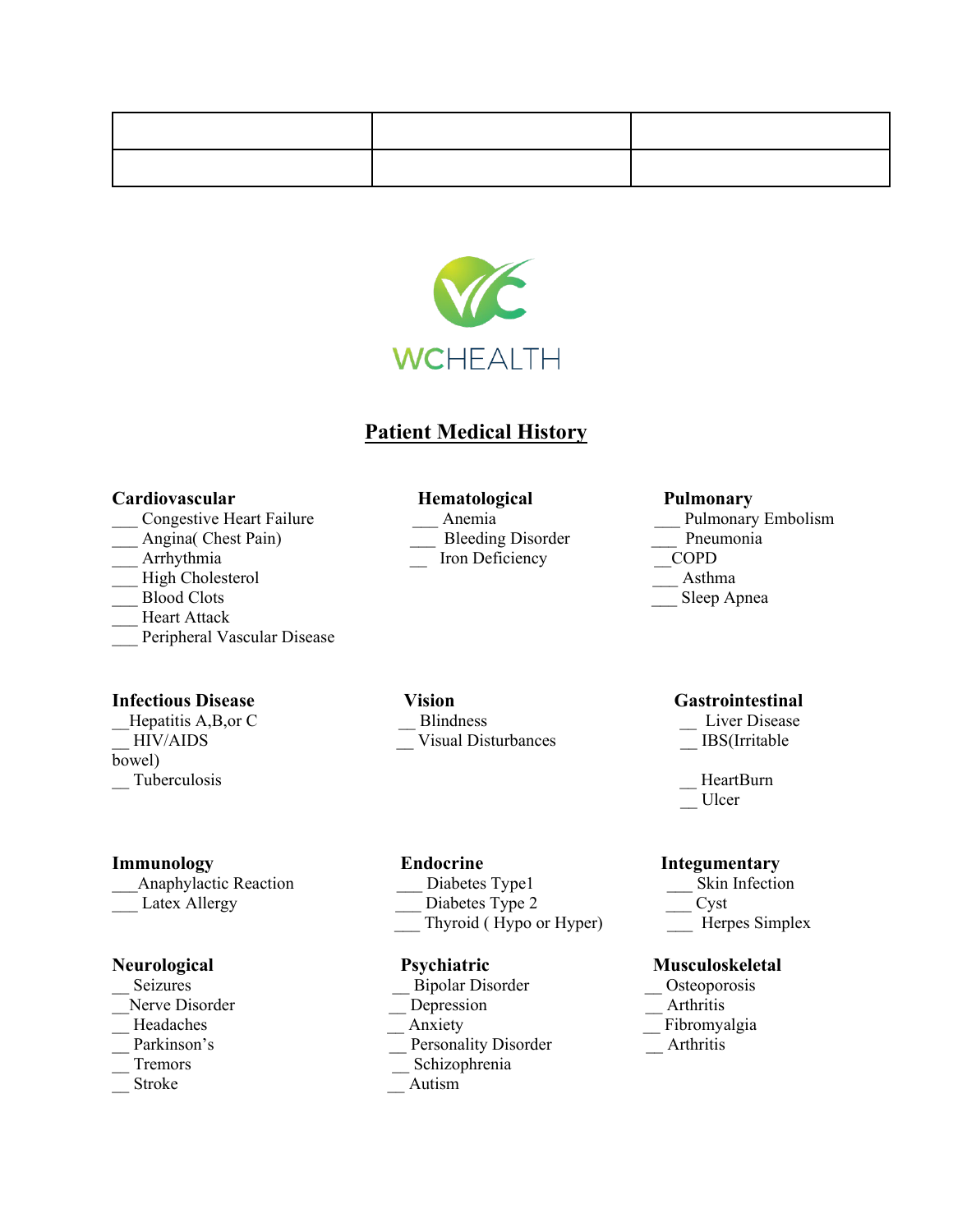| | | |
|---|---|---|
| | | |

WCHEALTH

## Patient Medical History

**Cardiovascular**
___ Congestive Heart Failure
___ Angina( Chest Pain)
___ Arrhythmia
___ High Cholesterol
___ Blood Clots
___ Heart Attack
___ Peripheral Vascular Disease

**Hematological**
___ Anemia
___ Bleeding Disorder
__ Iron Deficiency

**Pulmonary**
___ Pulmonary Embolism
___ Pneumonia
__COPD
___ Asthma
___ Sleep Apnea

**Infectious Disease**
__Hepatitis A,B,or C
__ HIV/AIDS
__ Tuberculosis

**Vision**
__ Blindness
__ Visual Disturbances

**Gastrointestinal**
__ Liver Disease
__ IBS(Irritable bowel)
__ HeartBurn
__ Ulcer

**Immunology**
___Anaphylactic Reaction
___ Latex Allergy

**Endocrine**
___ Diabetes Type1
___ Diabetes Type 2
___ Thyroid ( Hypo or Hyper)

**Integumentary**
___ Skin Infection
___ Cyst
___ Herpes Simplex

**Neurological**
__ Seizures
__Nerve Disorder
__ Headaches
__ Parkinson's
__ Tremors
__ Stroke

**Psychiatric**
__ Bipolar Disorder
__ Depression
__ Anxiety
__ Personality Disorder
__ Schizophrenia
__ Autism

**Musculoskeletal**
__ Osteoporosis
__ Arthritis
__ Fibromyalgia
__ Arthritis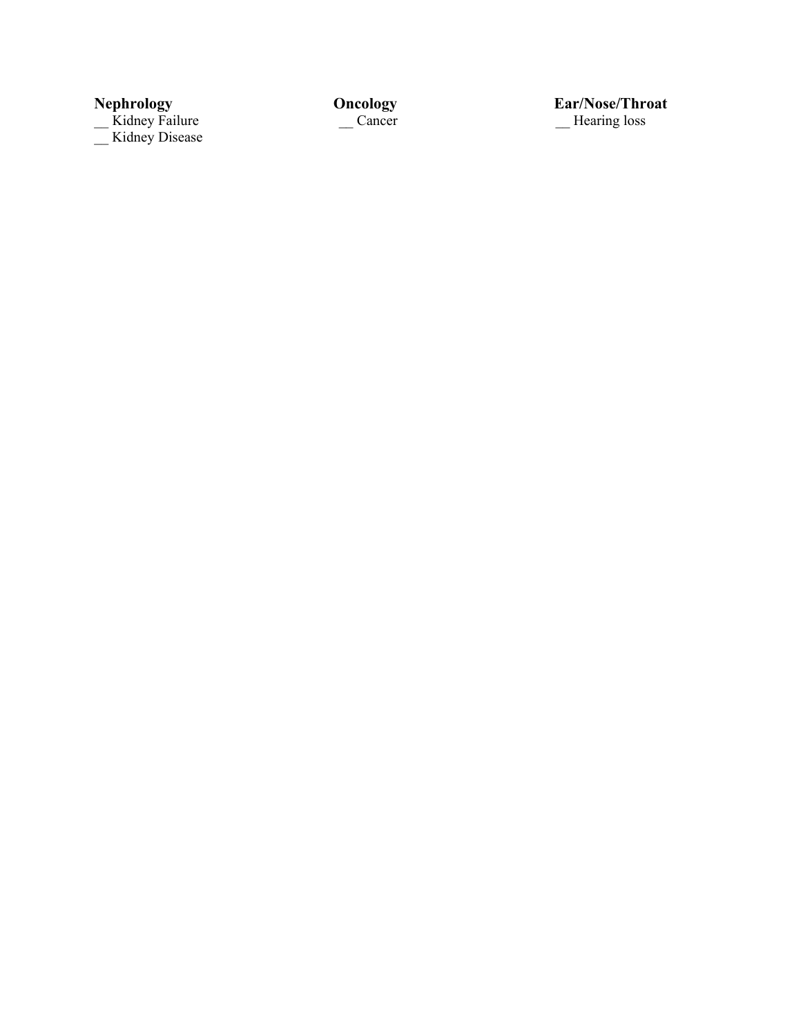**Nephrology**
__ Kidney Failure
__ Kidney Disease

**Oncology**
__ Cancer

**Ear/Nose/Throat**
__ Hearing loss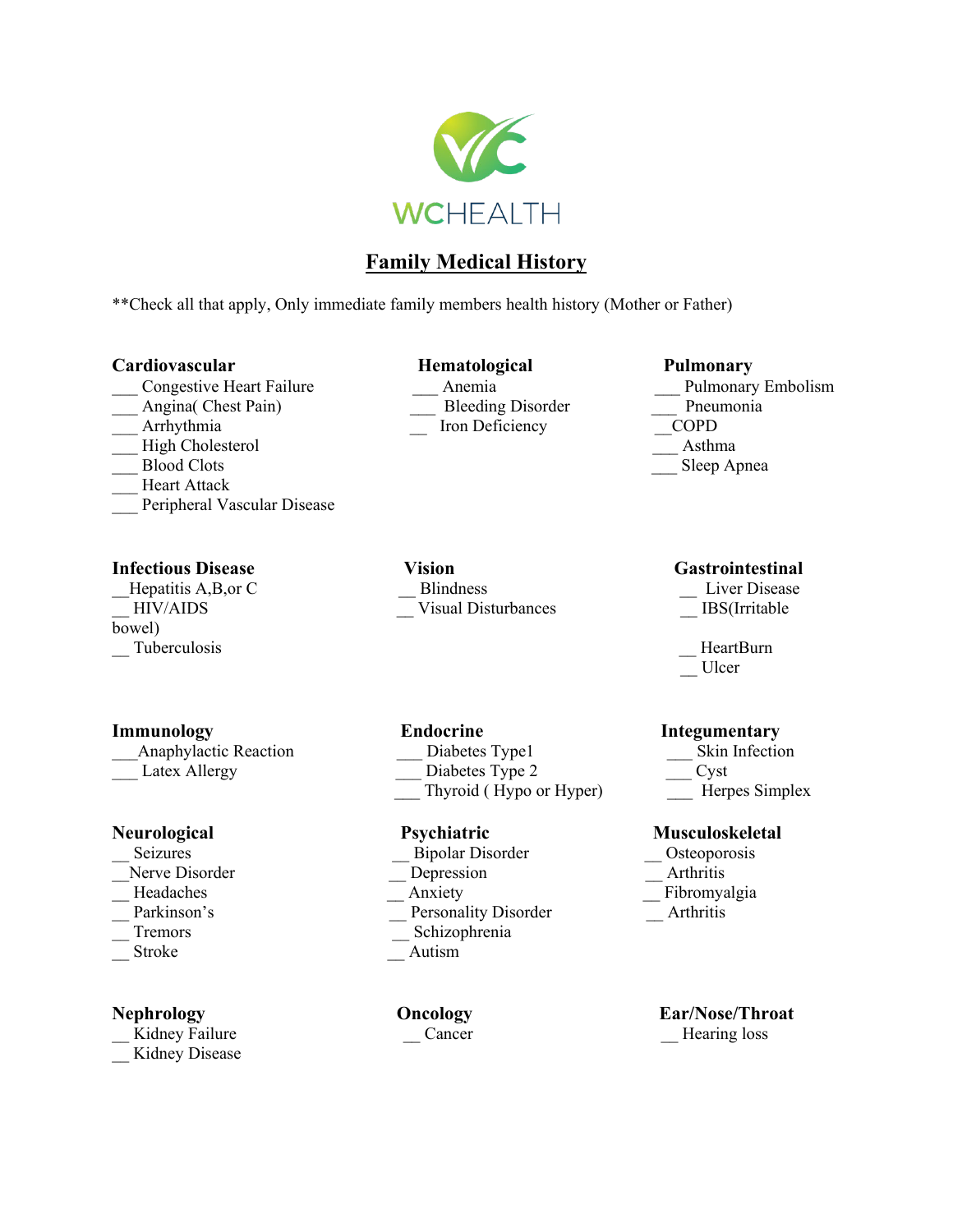WCHEALTH

## Family Medical History

**Check all that apply, Only immediate family members health history (Mother or Father)

**Cardiovascular**
___ Congestive Heart Failure
___ Angina( Chest Pain)
___ Arrhythmia
___ High Cholesterol
___ Blood Clots
___ Heart Attack
___ Peripheral Vascular Disease

**Hematological**
___ Anemia
___ Bleeding Disorder
__ Iron Deficiency

**Pulmonary**
___ Pulmonary Embolism
___ Pneumonia
__COPD
___ Asthma
___ Sleep Apnea

**Infectious Disease**
__Hepatitis A,B,or C
__ HIV/AIDS
__ Tuberculosis

**Vision**
__ Blindness
__ Visual Disturbances

**Gastrointestinal**
__ Liver Disease
__ IBS(Irritable bowel)
__ HeartBurn
__ Ulcer

**Immunology**
___Anaphylactic Reaction
___ Latex Allergy

**Endocrine**
___ Diabetes Type1
___ Diabetes Type 2
___ Thyroid ( Hypo or Hyper)

**Integumentary**
___ Skin Infection
___ Cyst
___ Herpes Simplex

**Neurological**
__ Seizures
__Nerve Disorder
__ Headaches
__ Parkinson's
__ Tremors
__ Stroke

**Psychiatric**
__ Bipolar Disorder
__ Depression
__ Anxiety
__ Personality Disorder
__ Schizophrenia
__ Autism

**Musculoskeletal**
__ Osteoporosis
__ Arthritis
__ Fibromyalgia
__ Arthritis

**Nephrology**
__ Kidney Failure
__ Kidney Disease

**Oncology**
__ Cancer

**Ear/Nose/Throat**
__ Hearing loss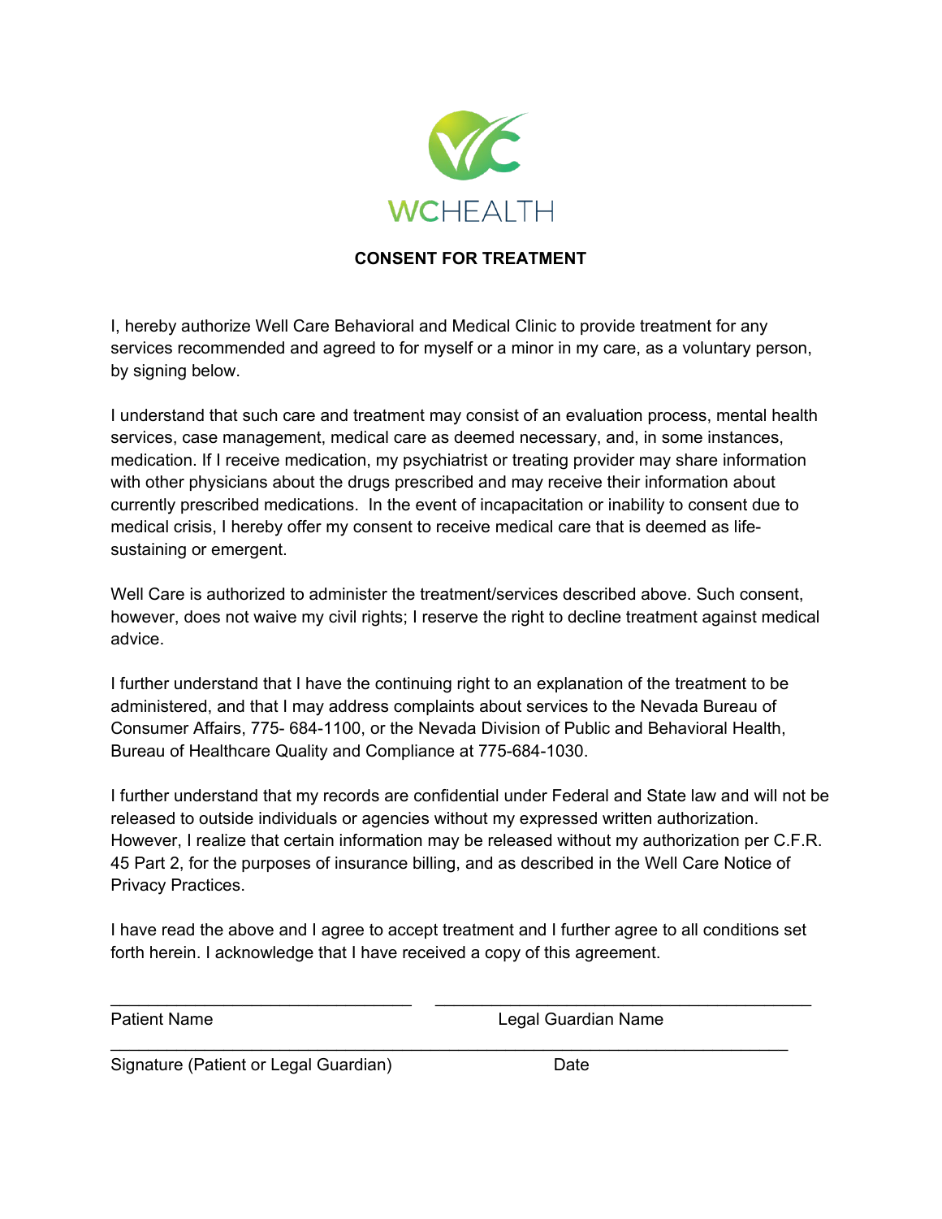WCHEALTH

## CONSENT FOR TREATMENT

I, hereby authorize Well Care Behavioral and Medical Clinic to provide treatment for any services recommended and agreed to for myself or a minor in my care, as a voluntary person, by signing below.

I understand that such care and treatment may consist of an evaluation process, mental health services, case management, medical care as deemed necessary, and, in some instances, medication. If I receive medication, my psychiatrist or treating provider may share information with other physicians about the drugs prescribed and may receive their information about currently prescribed medications. In the event of incapacitation or inability to consent due to medical crisis, I hereby offer my consent to receive medical care that is deemed as life-sustaining or emergent.

Well Care is authorized to administer the treatment/services described above. Such consent, however, does not waive my civil rights; I reserve the right to decline treatment against medical advice.

I further understand that I have the continuing right to an explanation of the treatment to be administered, and that I may address complaints about services to the Nevada Bureau of Consumer Affairs, 775- 684-1100, or the Nevada Division of Public and Behavioral Health, Bureau of Healthcare Quality and Compliance at 775-684-1030.

I further understand that my records are confidential under Federal and State law and will not be released to outside individuals or agencies without my expressed written authorization. However, I realize that certain information may be released without my authorization per C.F.R. 45 Part 2, for the purposes of insurance billing, and as described in the Well Care Notice of Privacy Practices.

I have read the above and I agree to accept treatment and I further agree to all conditions set forth herein. I acknowledge that I have received a copy of this agreement.

\_\_\_\_\_\_\_\_\_\_\_\_\_\_\_\_\_\_\_\_\_\_\_\_\_\_\_\_\_\_\_\_ \_\_\_\_\_\_\_\_\_\_\_\_\_\_\_\_\_\_\_\_\_\_\_\_\_\_\_\_\_\_\_\_\_\_\_\_\_\_\_\_

Patient Name Legal Guardian Name

\_\_\_\_\_\_\_\_\_\_\_\_\_\_\_\_\_\_\_\_\_\_\_\_\_\_\_\_\_\_\_\_\_\_\_\_\_\_\_\_\_\_\_\_\_\_\_\_\_\_\_\_\_\_\_\_\_\_\_\_\_\_\_\_\_\_\_\_\_\_

Signature (Patient or Legal Guardian) Date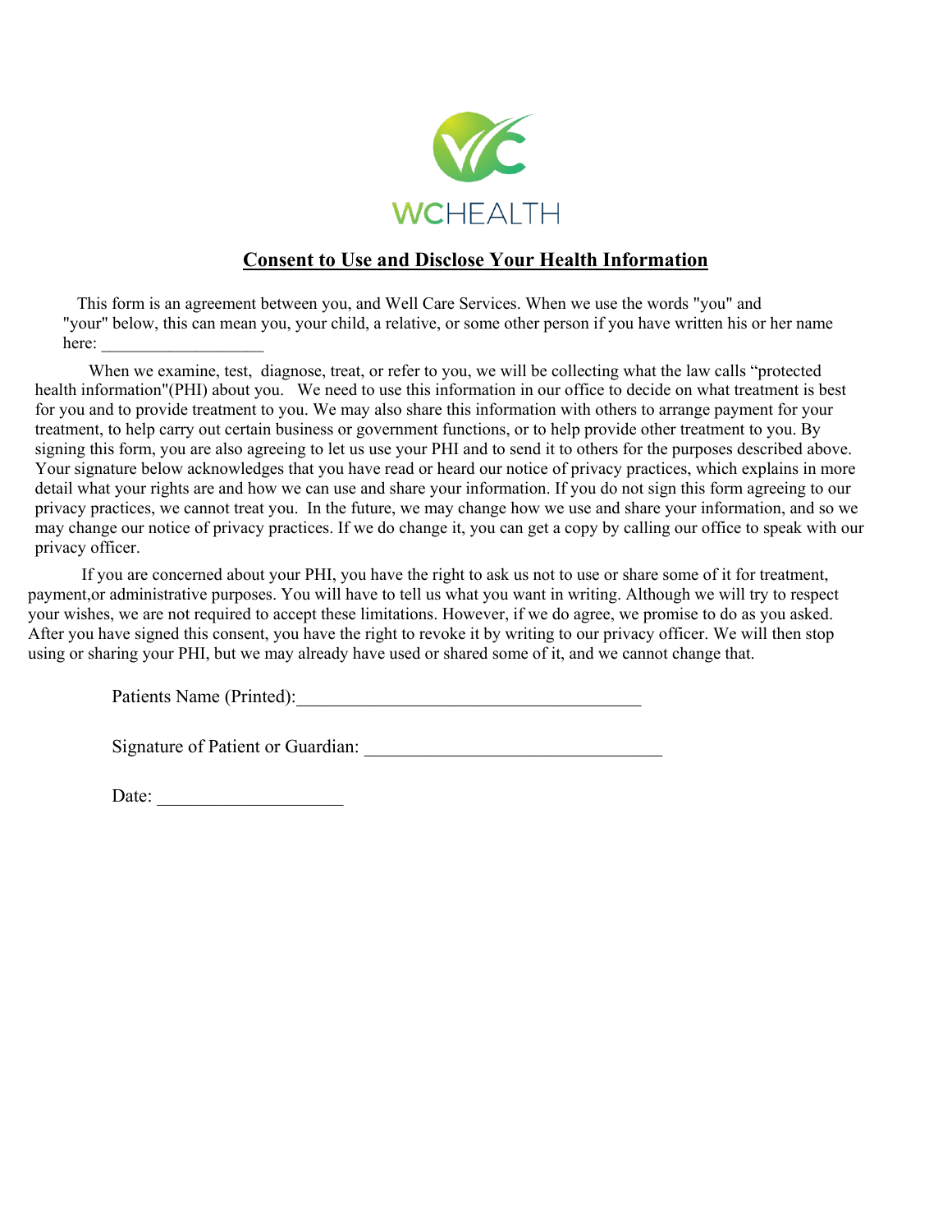WCHEALTH

## Consent to Use and Disclose Your Health Information

This form is an agreement between you, and Well Care Services. When we use the words "you" and "your" below, this can mean you, your child, a relative, or some other person if you have written his or her name here: ___________________

When we examine, test, diagnose, treat, or refer to you, we will be collecting what the law calls "protected health information"(PHI) about you. We need to use this information in our office to decide on what treatment is best for you and to provide treatment to you. We may also share this information with others to arrange payment for your treatment, to help carry out certain business or government functions, or to help provide other treatment to you. By signing this form, you are also agreeing to let us use your PHI and to send it to others for the purposes described above. Your signature below acknowledges that you have read or heard our notice of privacy practices, which explains in more detail what your rights are and how we can use and share your information. If you do not sign this form agreeing to our privacy practices, we cannot treat you. In the future, we may change how we use and share your information, and so we may change our notice of privacy practices. If we do change it, you can get a copy by calling our office to speak with our privacy officer.

If you are concerned about your PHI, you have the right to ask us not to use or share some of it for treatment, payment,or administrative purposes. You will have to tell us what you want in writing. Although we will try to respect your wishes, we are not required to accept these limitations. However, if we do agree, we promise to do as you asked. After you have signed this consent, you have the right to revoke it by writing to our privacy officer. We will then stop using or sharing your PHI, but we may already have used or shared some of it, and we cannot change that.

Patients Name (Printed):_____________________________________

Signature of Patient or Guardian: ________________________________

Date: ____________________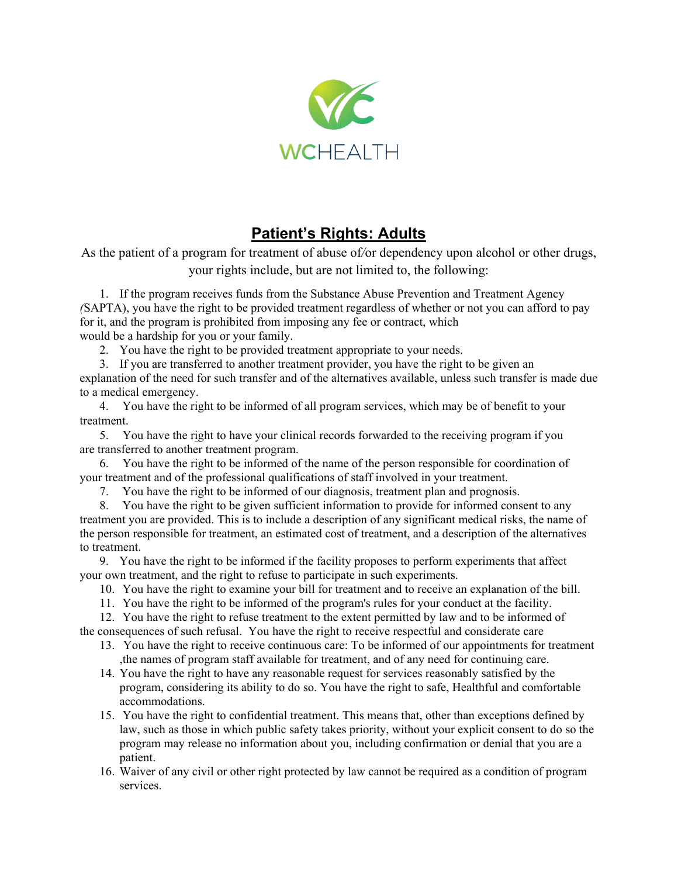WCHEALTH

# **Patient's Rights: Adults**

As the patient of a program for treatment of abuse of/or dependency upon alcohol or other drugs, your rights include, but are not limited to, the following:

1. If the program receives funds from the Substance Abuse Prevention and Treatment Agency (SAPTA), you have the right to be provided treatment regardless of whether or not you can afford to pay for it, and the program is prohibited from imposing any fee or contract, which would be a hardship for you or your family.
2. You have the right to be provided treatment appropriate to your needs.
3. If you are transferred to another treatment provider, you have the right to be given an explanation of the need for such transfer and of the alternatives available, unless such transfer is made due to a medical emergency.
4. You have the right to be informed of all program services, which may be of benefit to your treatment.
5. You have the right to have your clinical records forwarded to the receiving program if you are transferred to another treatment program.
6. You have the right to be informed of the name of the person responsible for coordination of your treatment and of the professional qualifications of staff involved in your treatment.
7. You have the right to be informed of our diagnosis, treatment plan and prognosis.
8. You have the right to be given sufficient information to provide for informed consent to any treatment you are provided. This is to include a description of any significant medical risks, the name of the person responsible for treatment, an estimated cost of treatment, and a description of the alternatives to treatment.
9. You have the right to be informed if the facility proposes to perform experiments that affect your own treatment, and the right to refuse to participate in such experiments.
10. You have the right to examine your bill for treatment and to receive an explanation of the bill.
11. You have the right to be informed of the program's rules for your conduct at the facility.
12. You have the right to refuse treatment to the extent permitted by law and to be informed of the consequences of such refusal. You have the right to receive respectful and considerate care
13. You have the right to receive continuous care: To be informed of our appointments for treatment ,the names of program staff available for treatment, and of any need for continuing care.
14. You have the right to have any reasonable request for services reasonably satisfied by the program, considering its ability to do so. You have the right to safe, Healthful and comfortable accommodations.
15. You have the right to confidential treatment. This means that, other than exceptions defined by law, such as those in which public safety takes priority, without your explicit consent to do so the program may release no information about you, including confirmation or denial that you are a patient.
16. Waiver of any civil or other right protected by law cannot be required as a condition of program services.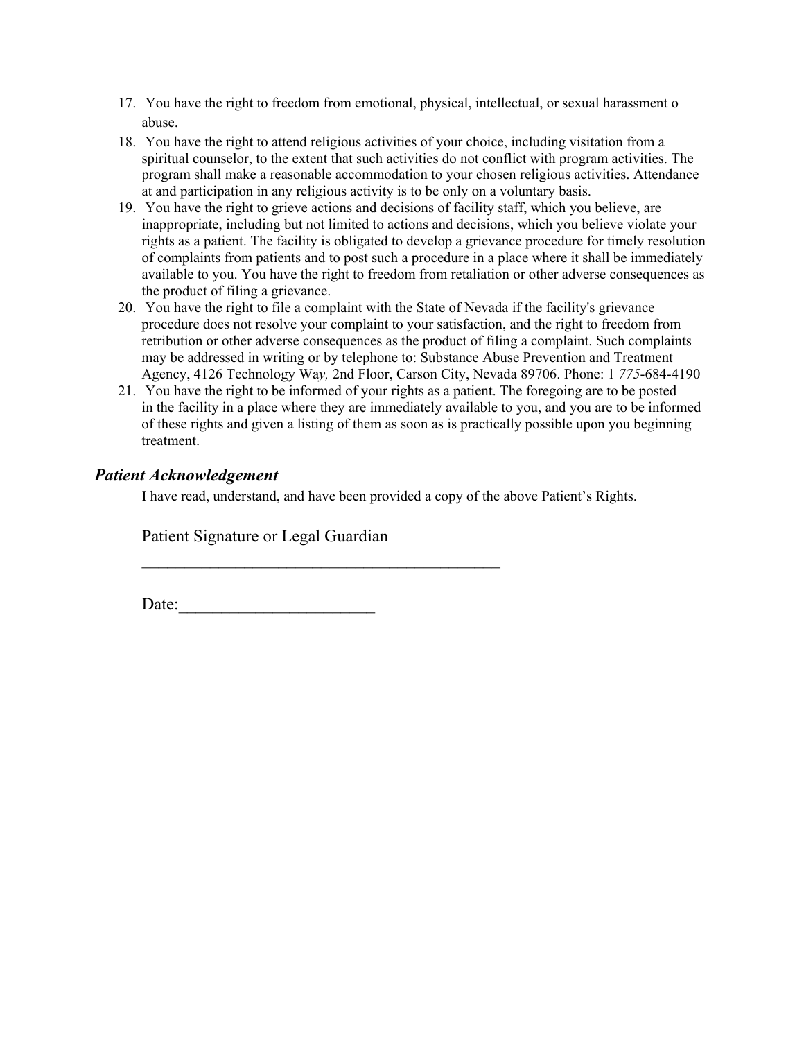17. You have the right to freedom from emotional, physical, intellectual, or sexual harassment o abuse.
18. You have the right to attend religious activities of your choice, including visitation from a spiritual counselor, to the extent that such activities do not conflict with program activities. The program shall make a reasonable accommodation to your chosen religious activities. Attendance at and participation in any religious activity is to be only on a voluntary basis.
19. You have the right to grieve actions and decisions of facility staff, which you believe, are inappropriate, including but not limited to actions and decisions, which you believe violate your rights as a patient. The facility is obligated to develop a grievance procedure for timely resolution of complaints from patients and to post such a procedure in a place where it shall be immediately available to you. You have the right to freedom from retaliation or other adverse consequences as the product of filing a grievance.
20. You have the right to file a complaint with the State of Nevada if the facility's grievance procedure does not resolve your complaint to your satisfaction, and the right to freedom from retribution or other adverse consequences as the product of filing a complaint. Such complaints may be addressed in writing or by telephone to: Substance Abuse Prevention and Treatment Agency, 4126 Technology Way, 2nd Floor, Carson City, Nevada 89706. Phone: 1 775-684-4190
21. You have the right to be informed of your rights as a patient. The foregoing are to be posted in the facility in a place where they are immediately available to you, and you are to be informed of these rights and given a listing of them as soon as is practically possible upon you beginning treatment.

### *Patient Acknowledgement*

I have read, understand, and have been provided a copy of the above Patient's Rights.

Patient Signature or Legal Guardian

_______________________________________________

Date:_______________________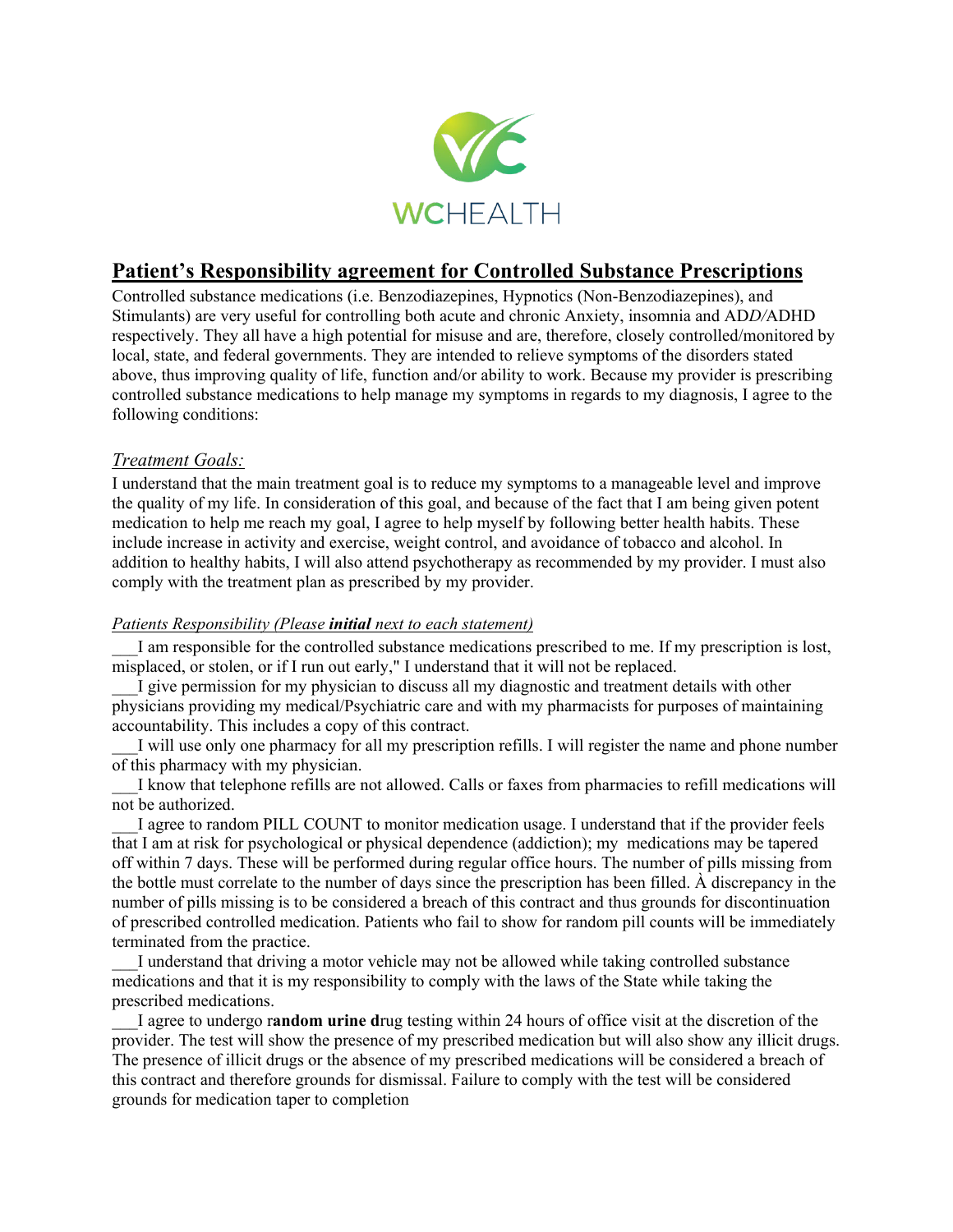WCHEALTH

# Patient's Responsibility agreement for Controlled Substance Prescriptions

Controlled substance medications (i.e. Benzodiazepines, Hypnotics (Non-Benzodiazepines), and Stimulants) are very useful for controlling both acute and chronic Anxiety, insomnia and AD*D*/ADHD respectively. They all have a high potential for misuse and are, therefore, closely controlled/monitored by local, state, and federal governments. They are intended to relieve symptoms of the disorders stated above, thus improving quality of life, function and/or ability to work. Because my provider is prescribing controlled substance medications to help manage my symptoms in regards to my diagnosis, I agree to the following conditions:

## *Treatment Goals:*

I understand that the main treatment goal is to reduce my symptoms to a manageable level and improve the quality of my life. In consideration of this goal, and because of the fact that I am being given potent medication to help me reach my goal, I agree to help myself by following better health habits. These include increase in activity and exercise, weight control, and avoidance of tobacco and alcohol. In addition to healthy habits, I will also attend psychotherapy as recommended by my provider. I must also comply with the treatment plan as prescribed by my provider.

### *Patients Responsibility (Please **initial** next to each statement)*

___I am responsible for the controlled substance medications prescribed to me. If my prescription is lost, misplaced, or stolen, or if I run out early," I understand that it will not be replaced.

___I give permission for my physician to discuss all my diagnostic and treatment details with other physicians providing my medical/Psychiatric care and with my pharmacists for purposes of maintaining accountability. This includes a copy of this contract.

___I will use only one pharmacy for all my prescription refills. I will register the name and phone number of this pharmacy with my physician.

___I know that telephone refills are not allowed. Calls or faxes from pharmacies to refill medications will not be authorized.

___I agree to random PILL COUNT to monitor medication usage. I understand that if the provider feels that I am at risk for psychological or physical dependence (addiction); my medications may be tapered off within 7 days. These will be performed during regular office hours. The number of pills missing from the bottle must correlate to the number of days since the prescription has been filled. À discrepancy in the number of pills missing is to be considered a breach of this contract and thus grounds for discontinuation of prescribed controlled medication. Patients who fail to show for random pill counts will be immediately terminated from the practice.

___I understand that driving a motor vehicle may not be allowed while taking controlled substance medications and that it is my responsibility to comply with the laws of the State while taking the prescribed medications.

___I agree to undergo r**andom urine d**rug testing within 24 hours of office visit at the discretion of the provider. The test will show the presence of my prescribed medication but will also show any illicit drugs. The presence of illicit drugs or the absence of my prescribed medications will be considered a breach of this contract and therefore grounds for dismissal. Failure to comply with the test will be considered grounds for medication taper to completion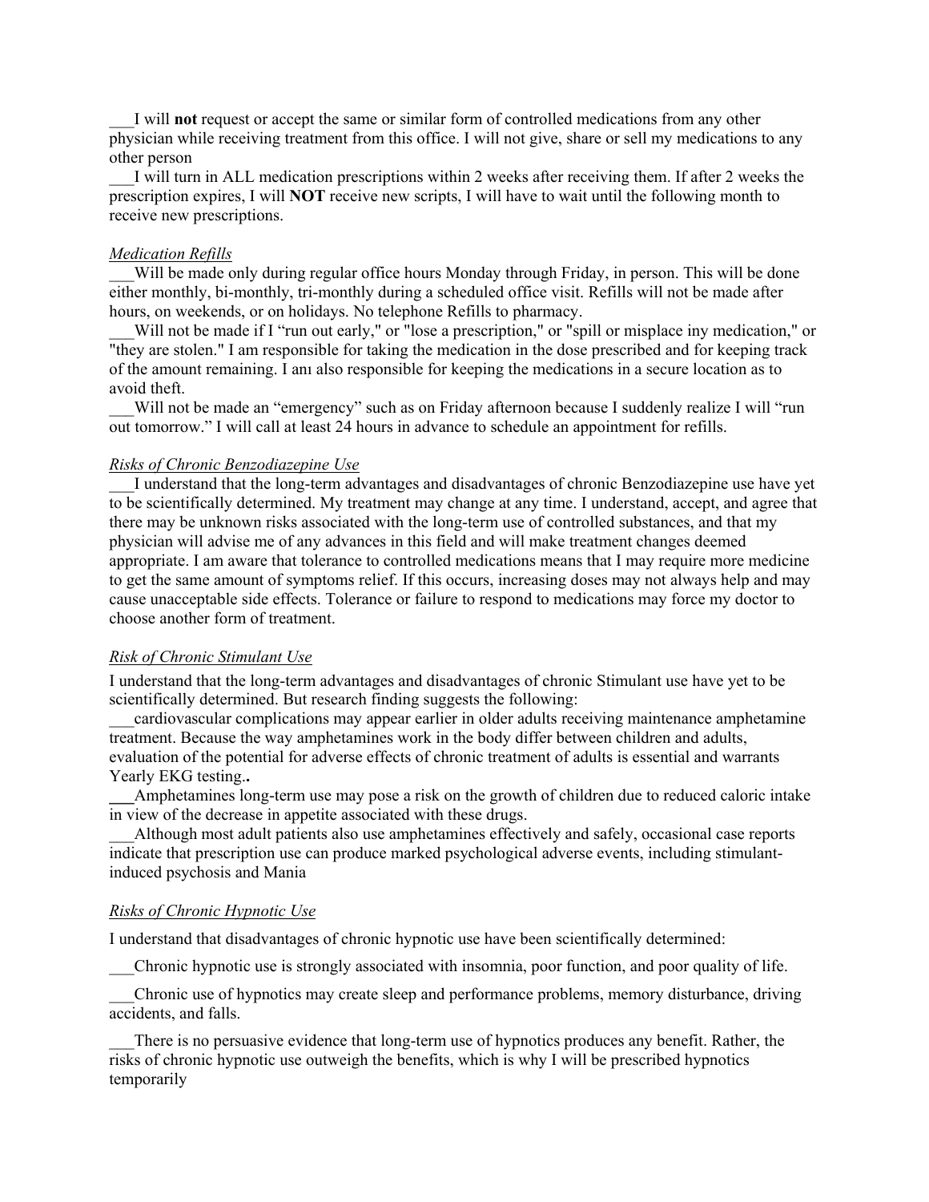___I will **not** request or accept the same or similar form of controlled medications from any other physician while receiving treatment from this office. I will not give, share or sell my medications to any other person

___I will turn in ALL medication prescriptions within 2 weeks after receiving them. If after 2 weeks the prescription expires, I will **NOT** receive new scripts, I will have to wait until the following month to receive new prescriptions.

*Medication Refills*

___Will be made only during regular office hours Monday through Friday, in person. This will be done either monthly, bi-monthly, tri-monthly during a scheduled office visit. Refills will not be made after hours, on weekends, or on holidays. No telephone Refills to pharmacy.

___Will not be made if I "run out early," or "lose a prescription," or "spill or misplace iny medication," or "they are stolen." I am responsible for taking the medication in the dose prescribed and for keeping track of the amount remaining. I anı also responsible for keeping the medications in a secure location as to avoid theft.

___Will not be made an "emergency" such as on Friday afternoon because I suddenly realize I will "run out tomorrow." I will call at least 24 hours in advance to schedule an appointment for refills.

*Risks of Chronic Benzodiazepine Use*

___I understand that the long-term advantages and disadvantages of chronic Benzodiazepine use have yet to be scientifically determined. My treatment may change at any time. I understand, accept, and agree that there may be unknown risks associated with the long-term use of controlled substances, and that my physician will advise me of any advances in this field and will make treatment changes deemed appropriate. I am aware that tolerance to controlled medications means that I may require more medicine to get the same amount of symptoms relief. If this occurs, increasing doses may not always help and may cause unacceptable side effects. Tolerance or failure to respond to medications may force my doctor to choose another form of treatment.

*Risk of Chronic Stimulant Use*

I understand that the long-term advantages and disadvantages of chronic Stimulant use have yet to be scientifically determined. But research finding suggests the following:

___cardiovascular complications may appear earlier in older adults receiving maintenance amphetamine treatment. Because the way amphetamines work in the body differ between children and adults, evaluation of the potential for adverse effects of chronic treatment of adults is essential and warrants Yearly EKG testing.**.**

**___**Amphetamines long-term use may pose a risk on the growth of children due to reduced caloric intake in view of the decrease in appetite associated with these drugs.

___Although most adult patients also use amphetamines effectively and safely, occasional case reports indicate that prescription use can produce marked psychological adverse events, including stimulant-induced psychosis and Mania

*Risks of Chronic Hypnotic Use*

I understand that disadvantages of chronic hypnotic use have been scientifically determined:

___Chronic hypnotic use is strongly associated with insomnia, poor function, and poor quality of life.

___Chronic use of hypnotics may create sleep and performance problems, memory disturbance, driving accidents, and falls.

___There is no persuasive evidence that long-term use of hypnotics produces any benefit. Rather, the risks of chronic hypnotic use outweigh the benefits, which is why I will be prescribed hypnotics temporarily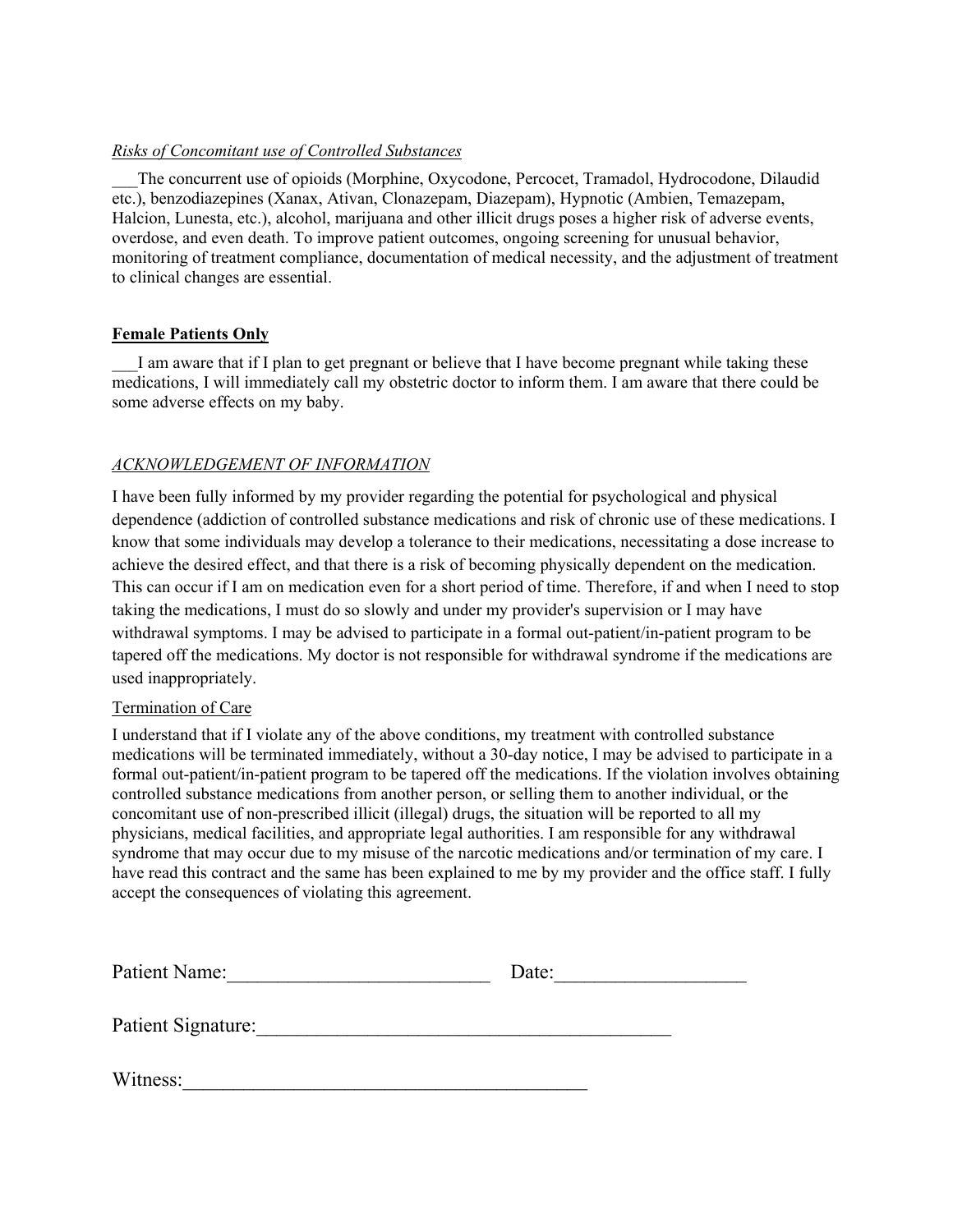*Risks of Concomitant use of Controlled Substances*

___The concurrent use of opioids (Morphine, Oxycodone, Percocet, Tramadol, Hydrocodone, Dilaudid etc.), benzodiazepines (Xanax, Ativan, Clonazepam, Diazepam), Hypnotic (Ambien, Temazepam, Halcion, Lunesta, etc.), alcohol, marijuana and other illicit drugs poses a higher risk of adverse events, overdose, and even death. To improve patient outcomes, ongoing screening for unusual behavior, monitoring of treatment compliance, documentation of medical necessity, and the adjustment of treatment to clinical changes are essential.

**Female Patients Only**

___I am aware that if I plan to get pregnant or believe that I have become pregnant while taking these medications, I will immediately call my obstetric doctor to inform them. I am aware that there could be some adverse effects on my baby.

*ACKNOWLEDGEMENT OF INFORMATION*

I have been fully informed by my provider regarding the potential for psychological and physical dependence (addiction of controlled substance medications and risk of chronic use of these medications. I know that some individuals may develop a tolerance to their medications, necessitating a dose increase to achieve the desired effect, and that there is a risk of becoming physically dependent on the medication. This can occur if I am on medication even for a short period of time. Therefore, if and when I need to stop taking the medications, I must do so slowly and under my provider's supervision or I may have withdrawal symptoms. I may be advised to participate in a formal out-patient/in-patient program to be tapered off the medications. My doctor is not responsible for withdrawal syndrome if the medications are used inappropriately.

Termination of Care

I understand that if I violate any of the above conditions, my treatment with controlled substance medications will be terminated immediately, without a 30-day notice, I may be advised to participate in a formal out-patient/in-patient program to be tapered off the medications. If the violation involves obtaining controlled substance medications from another person, or selling them to another individual, or the concomitant use of non-prescribed illicit (illegal) drugs, the situation will be reported to all my physicians, medical facilities, and appropriate legal authorities. I am responsible for any withdrawal syndrome that may occur due to my misuse of the narcotic medications and/or termination of my care. I have read this contract and the same has been explained to me by my provider and the office staff. I fully accept the consequences of violating this agreement.

Patient Name:___________________________ Date:____________________

Patient Signature:___________________________________________

Witness:__________________________________________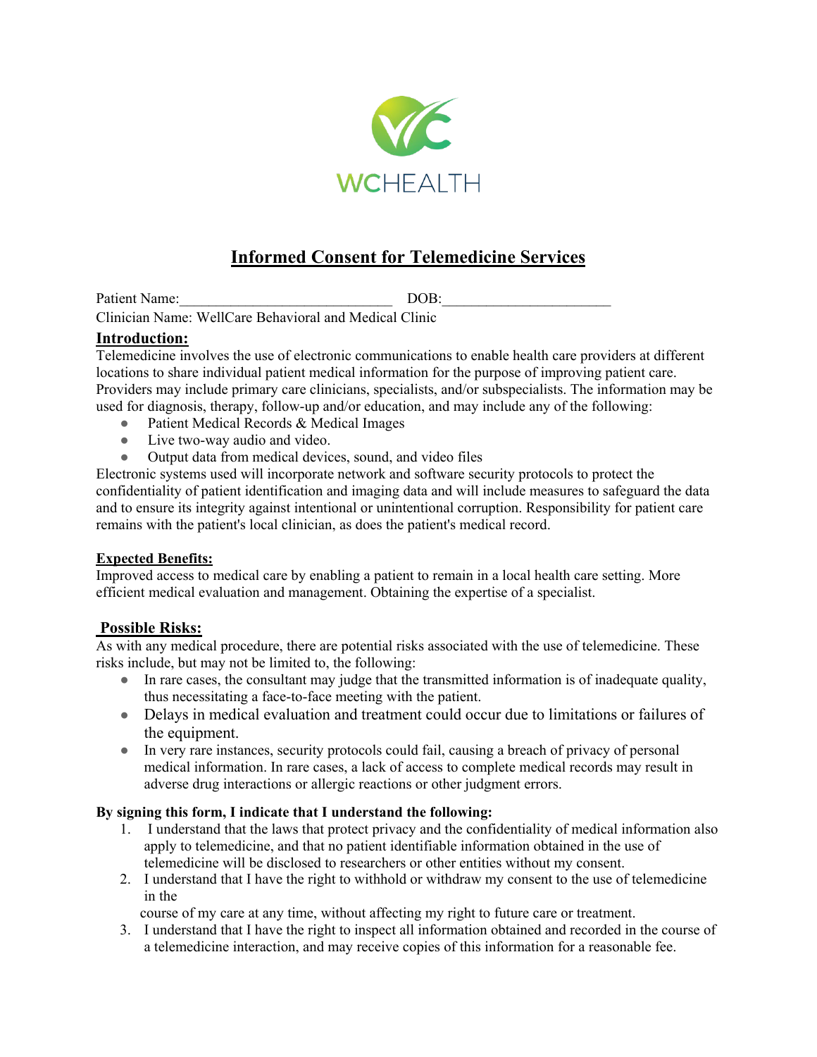WCHEALTH

# Informed Consent for Telemedicine Services

Patient Name:____________________________ DOB:______________________

Clinician Name: WellCare Behavioral and Medical Clinic

## Introduction:

Telemedicine involves the use of electronic communications to enable health care providers at different locations to share individual patient medical information for the purpose of improving patient care. Providers may include primary care clinicians, specialists, and/or subspecialists. The information may be used for diagnosis, therapy, follow-up and/or education, and may include any of the following:

- Patient Medical Records & Medical Images
- Live two-way audio and video.
- Output data from medical devices, sound, and video files

Electronic systems used will incorporate network and software security protocols to protect the confidentiality of patient identification and imaging data and will include measures to safeguard the data and to ensure its integrity against intentional or unintentional corruption. Responsibility for patient care remains with the patient's local clinician, as does the patient's medical record.

### Expected Benefits:

Improved access to medical care by enabling a patient to remain in a local health care setting. More efficient medical evaluation and management. Obtaining the expertise of a specialist.

## Possible Risks:

As with any medical procedure, there are potential risks associated with the use of telemedicine. These risks include, but may not be limited to, the following:

- In rare cases, the consultant may judge that the transmitted information is of inadequate quality, thus necessitating a face-to-face meeting with the patient.
- Delays in medical evaluation and treatment could occur due to limitations or failures of the equipment.
- In very rare instances, security protocols could fail, causing a breach of privacy of personal medical information. In rare cases, a lack of access to complete medical records may result in adverse drug interactions or allergic reactions or other judgment errors.

**By signing this form, I indicate that I understand the following:**

1. I understand that the laws that protect privacy and the confidentiality of medical information also apply to telemedicine, and that no patient identifiable information obtained in the use of telemedicine will be disclosed to researchers or other entities without my consent.
2. I understand that I have the right to withhold or withdraw my consent to the use of telemedicine in the
   course of my care at any time, without affecting my right to future care or treatment.
3. I understand that I have the right to inspect all information obtained and recorded in the course of a telemedicine interaction, and may receive copies of this information for a reasonable fee.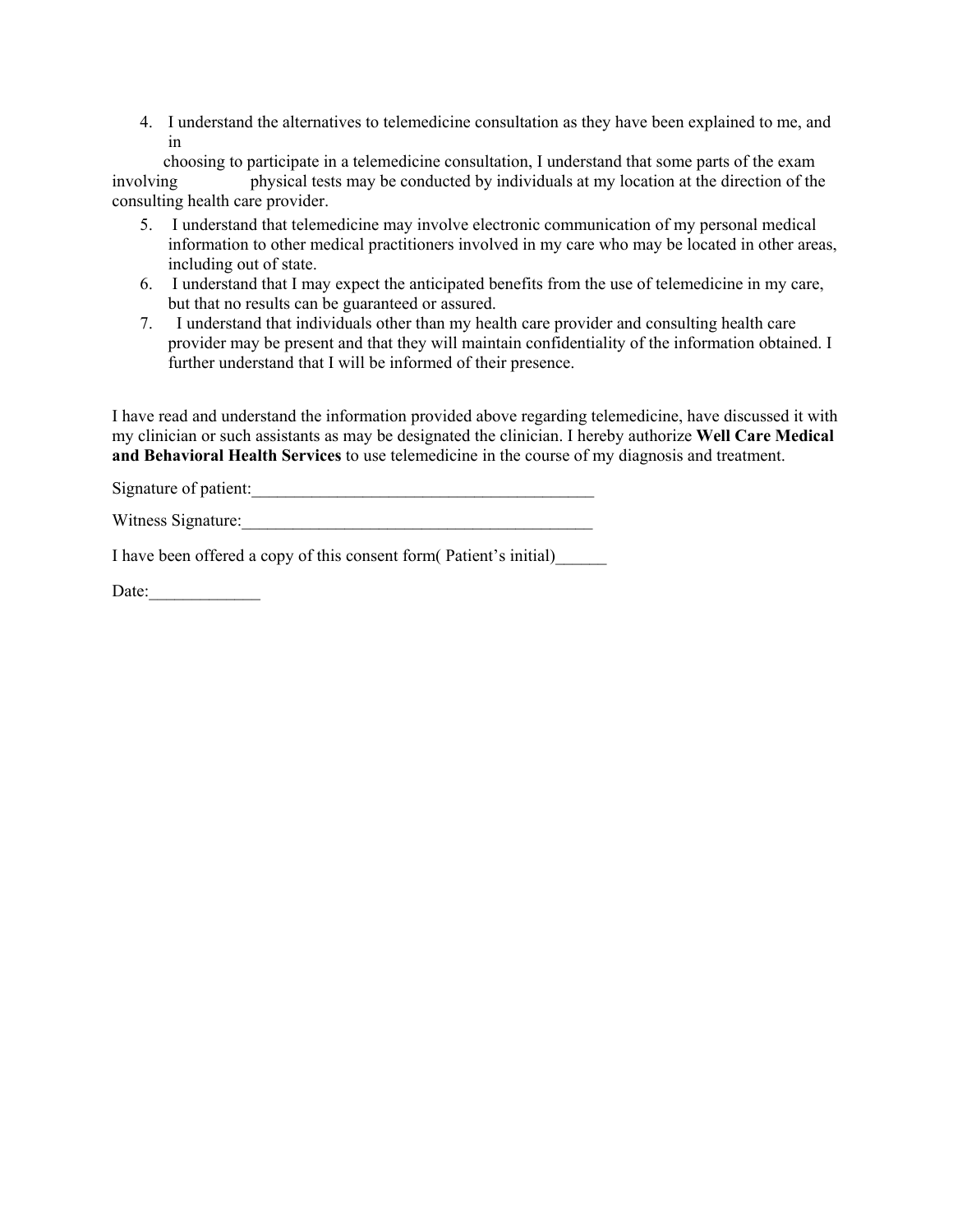4. I understand the alternatives to telemedicine consultation as they have been explained to me, and in choosing to participate in a telemedicine consultation, I understand that some parts of the exam involving physical tests may be conducted by individuals at my location at the direction of the consulting health care provider.
5. I understand that telemedicine may involve electronic communication of my personal medical information to other medical practitioners involved in my care who may be located in other areas, including out of state.
6. I understand that I may expect the anticipated benefits from the use of telemedicine in my care, but that no results can be guaranteed or assured.
7. I understand that individuals other than my health care provider and consulting health care provider may be present and that they will maintain confidentiality of the information obtained. I further understand that I will be informed of their presence.

I have read and understand the information provided above regarding telemedicine, have discussed it with my clinician or such assistants as may be designated the clinician. I hereby authorize **Well Care Medical and Behavioral Health Services** to use telemedicine in the course of my diagnosis and treatment.

Signature of patient:_________________________________________

Witness Signature:_________________________________________

I have been offered a copy of this consent form( Patient's initial)______

Date:_____________